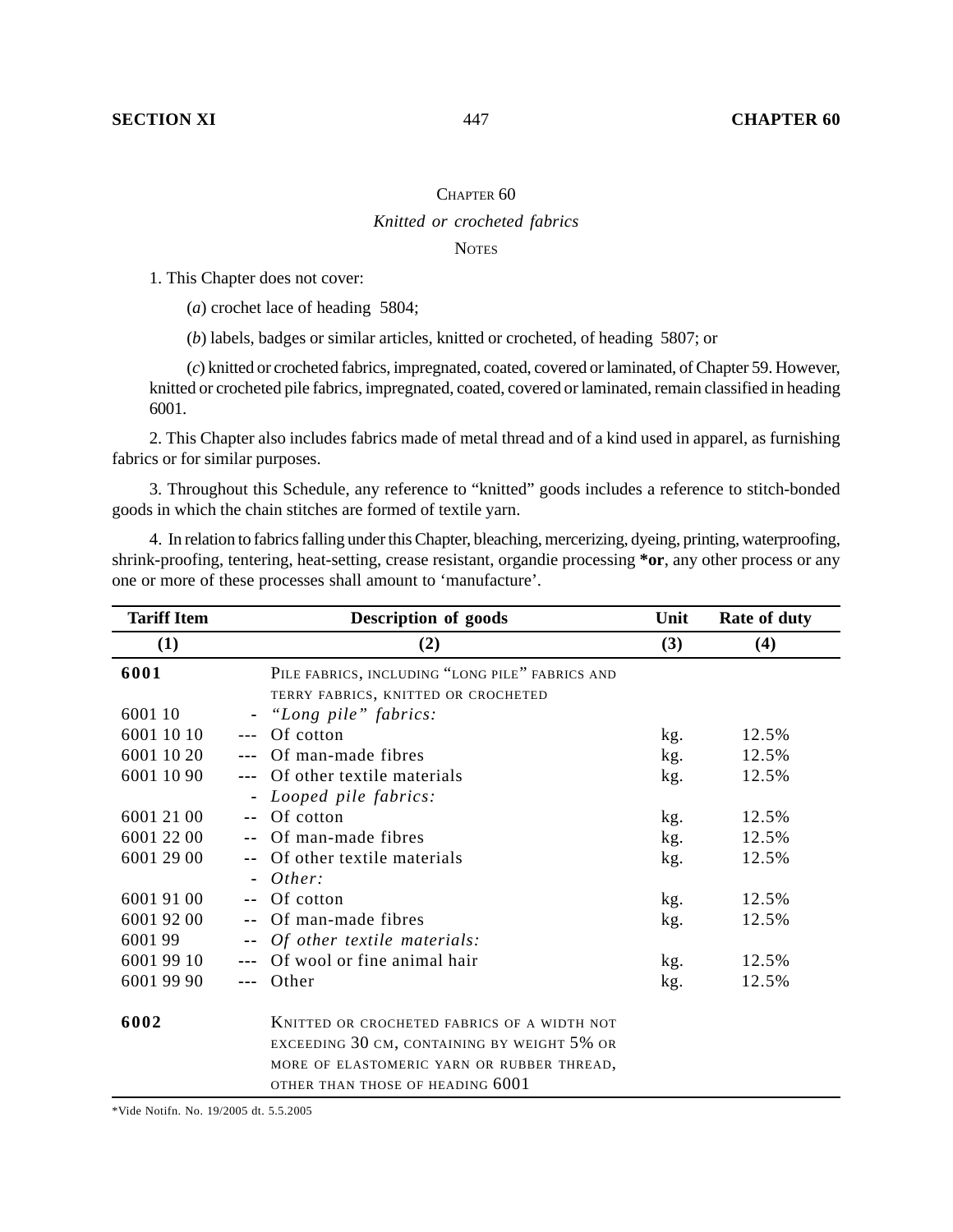# CHAPTER 60

## *Knitted or crocheted fabrics*

### NOTES

1. This Chapter does not cover:

   (*a*) crochet lace of heading 5804;

   (*b*) labels, badges or similar articles, knitted or crocheted, of heading 5807; or

   (*c*) knitted or crocheted fabrics, impregnated, coated, covered or laminated, of Chapter 59. However, knitted or crocheted pile fabrics, impregnated, coated, covered or laminated, remain classified in heading 6001.

2. This Chapter also includes fabrics made of metal thread and of a kind used in apparel, as furnishing fabrics or for similar purposes.

3. Throughout this Schedule, any reference to "knitted" goods includes a reference to stitch-bonded goods in which the chain stitches are formed of textile yarn.

4. In relation to fabrics falling under this Chapter, bleaching, mercerizing, dyeing, printing, waterproofing, shrink-proofing, tentering, heat-setting, crease resistant, organdie processing ***or**, any other process or any one or more of these processes shall amount to 'manufacture'.

| Tariff Item | Description of goods | Unit | Rate of duty |
|---|---|---|---|
| (1) | (2) | (3) | (4) |
| **6001** | PILE FABRICS, INCLUDING "LONG PILE" FABRICS AND TERRY FABRICS, KNITTED OR CROCHETED | | |
| 6001 10 | - *"Long pile" fabrics:* | | |
| 6001 10 10 | --- Of cotton | kg. | 12.5% |
| 6001 10 20 | --- Of man-made fibres | kg. | 12.5% |
| 6001 10 90 | --- Of other textile materials | kg. | 12.5% |
| | - *Looped pile fabrics:* | | |
| 6001 21 00 | -- Of cotton | kg. | 12.5% |
| 6001 22 00 | -- Of man-made fibres | kg. | 12.5% |
| 6001 29 00 | -- Of other textile materials | kg. | 12.5% |
| | - *Other:* | | |
| 6001 91 00 | -- Of cotton | kg. | 12.5% |
| 6001 92 00 | -- Of man-made fibres | kg. | 12.5% |
| 6001 99 | -- *Of other textile materials:* | | |
| 6001 99 10 | --- Of wool or fine animal hair | kg. | 12.5% |
| 6001 99 90 | --- Other | kg. | 12.5% |
| **6002** | KNITTED OR CROCHETED FABRICS OF A WIDTH NOT EXCEEDING 30 CM, CONTAINING BY WEIGHT 5% OR MORE OF ELASTOMERIC YARN OR RUBBER THREAD, OTHER THAN THOSE OF HEADING 6001 | | |

*Vide Notifn. No. 19/2005 dt. 5.5.2005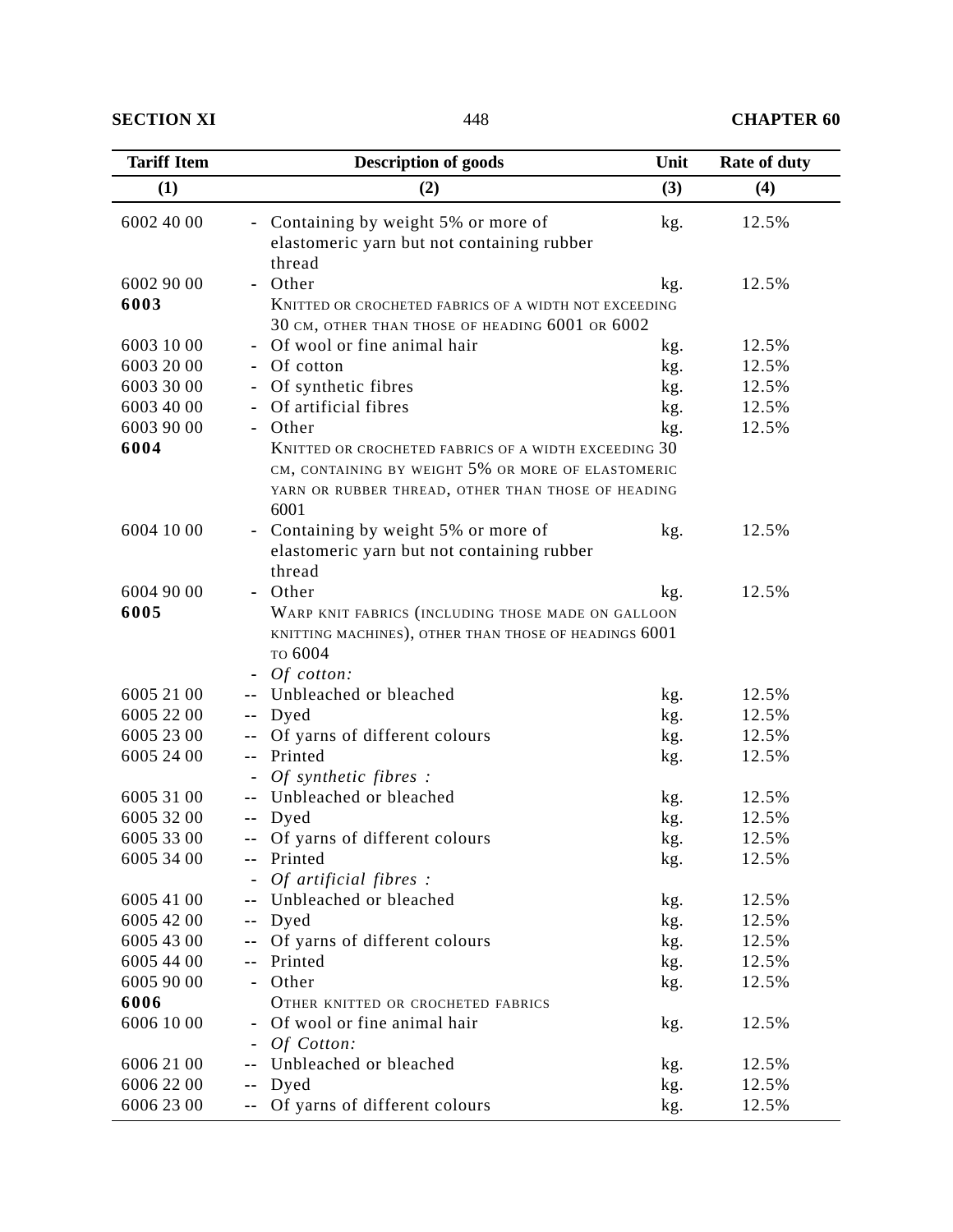| Tariff Item | Description of goods | Unit | Rate of duty |
|---|---|---|---|
| (1) | (2) | (3) | (4) |
| 6002 40 00 | - Containing by weight 5% or more of elastomeric yarn but not containing rubber thread | kg. | 12.5% |
| 6002 90 00 | - Other | kg. | 12.5% |
| **6003** | KNITTED OR CROCHETED FABRICS OF A WIDTH NOT EXCEEDING 30 CM, OTHER THAN THOSE OF HEADING 6001 OR 6002 | | |
| 6003 10 00 | - Of wool or fine animal hair | kg. | 12.5% |
| 6003 20 00 | - Of cotton | kg. | 12.5% |
| 6003 30 00 | - Of synthetic fibres | kg. | 12.5% |
| 6003 40 00 | - Of artificial fibres | kg. | 12.5% |
| 6003 90 00 | - Other | kg. | 12.5% |
| **6004** | KNITTED OR CROCHETED FABRICS OF A WIDTH EXCEEDING 30 CM, CONTAINING BY WEIGHT 5% OR MORE OF ELASTOMERIC YARN OR RUBBER THREAD, OTHER THAN THOSE OF HEADING 6001 | | |
| 6004 10 00 | - Containing by weight 5% or more of elastomeric yarn but not containing rubber thread | kg. | 12.5% |
| 6004 90 00 | - Other | kg. | 12.5% |
| **6005** | WARP KNIT FABRICS (INCLUDING THOSE MADE ON GALLOON KNITTING MACHINES), OTHER THAN THOSE OF HEADINGS 6001 TO 6004 | | |
| | - *Of cotton:* | | |
| 6005 21 00 | -- Unbleached or bleached | kg. | 12.5% |
| 6005 22 00 | -- Dyed | kg. | 12.5% |
| 6005 23 00 | -- Of yarns of different colours | kg. | 12.5% |
| 6005 24 00 | -- Printed | kg. | 12.5% |
| | - *Of synthetic fibres :* | | |
| 6005 31 00 | -- Unbleached or bleached | kg. | 12.5% |
| 6005 32 00 | -- Dyed | kg. | 12.5% |
| 6005 33 00 | -- Of yarns of different colours | kg. | 12.5% |
| 6005 34 00 | -- Printed | kg. | 12.5% |
| | - *Of artificial fibres :* | | |
| 6005 41 00 | -- Unbleached or bleached | kg. | 12.5% |
| 6005 42 00 | -- Dyed | kg. | 12.5% |
| 6005 43 00 | -- Of yarns of different colours | kg. | 12.5% |
| 6005 44 00 | -- Printed | kg. | 12.5% |
| 6005 90 00 | - Other | kg. | 12.5% |
| **6006** | OTHER KNITTED OR CROCHETED FABRICS | | |
| 6006 10 00 | - Of wool or fine animal hair | kg. | 12.5% |
| | - *Of Cotton:* | | |
| 6006 21 00 | -- Unbleached or bleached | kg. | 12.5% |
| 6006 22 00 | -- Dyed | kg. | 12.5% |
| 6006 23 00 | -- Of yarns of different colours | kg. | 12.5% |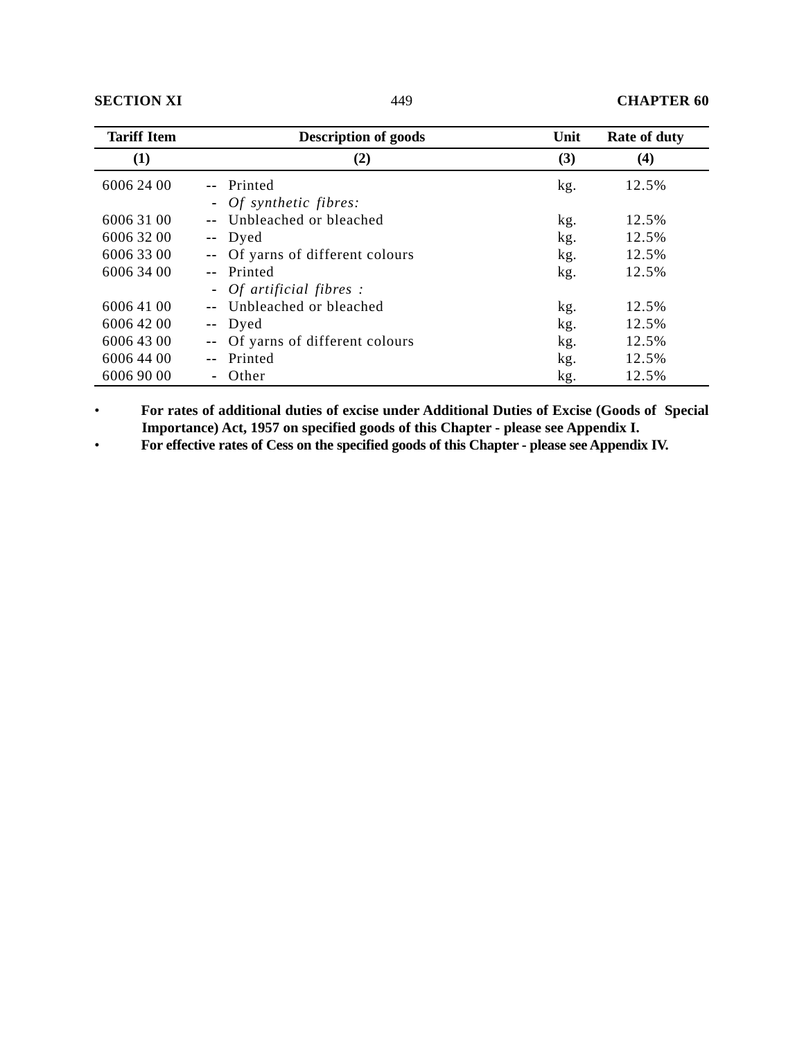| Tariff Item | Description of goods | Unit | Rate of duty |
|---|---|---|---|
| (1) | (2) | (3) | (4) |
| 6006 24 00 | -- Printed | kg. | 12.5% |
| | - *Of synthetic fibres:* | | |
| 6006 31 00 | -- Unbleached or bleached | kg. | 12.5% |
| 6006 32 00 | -- Dyed | kg. | 12.5% |
| 6006 33 00 | -- Of yarns of different colours | kg. | 12.5% |
| 6006 34 00 | -- Printed | kg. | 12.5% |
| | - *Of artificial fibres :* | | |
| 6006 41 00 | -- Unbleached or bleached | kg. | 12.5% |
| 6006 42 00 | -- Dyed | kg. | 12.5% |
| 6006 43 00 | -- Of yarns of different colours | kg. | 12.5% |
| 6006 44 00 | -- Printed | kg. | 12.5% |
| 6006 90 00 | - Other | kg. | 12.5% |

- **For rates of additional duties of excise under Additional Duties of Excise (Goods of Special Importance) Act, 1957 on specified goods of this Chapter - please see Appendix I.**
- **For effective rates of Cess on the specified goods of this Chapter - please see Appendix IV.**